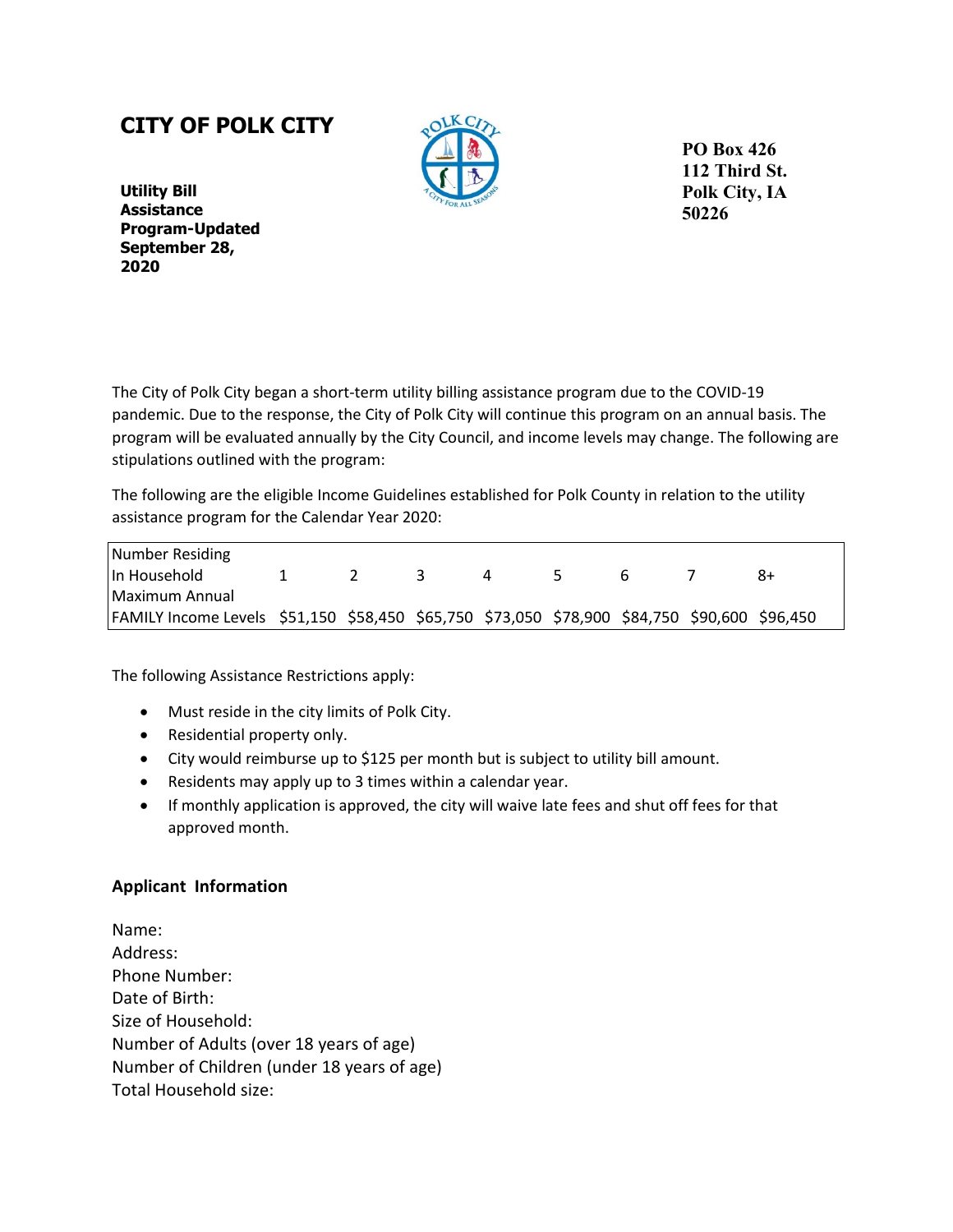# CITY OF POLK CITY

**Utility Bill Assistance Program-Updated September 28, 2020**

**PO Box 426**
**112 Third St.**
**Polk City, IA 50226**

The City of Polk City began a short-term utility billing assistance program due to the COVID-19 pandemic. Due to the response, the City of Polk City will continue this program on an annual basis. The program will be evaluated annually by the City Council, and income levels may change. The following are stipulations outlined with the program:

The following are the eligible Income Guidelines established for Polk County in relation to the utility assistance program for the Calendar Year 2020:

| Number Residing In Household | 1 | 2 | 3 | 4 | 5 | 6 | 7 | 8+ |
|---|---|---|---|---|---|---|---|---|
| Maximum Annual FAMILY Income Levels | $51,150 | $58,450 | $65,750 | $73,050 | $78,900 | $84,750 | $90,600 | $96,450 |

The following Assistance Restrictions apply:

- Must reside in the city limits of Polk City.
- Residential property only.
- City would reimburse up to $125 per month but is subject to utility bill amount.
- Residents may apply up to 3 times within a calendar year.
- If monthly application is approved, the city will waive late fees and shut off fees for that approved month.

## Applicant Information

Name:
Address:
Phone Number:
Date of Birth:
Size of Household:
Number of Adults (over 18 years of age)
Number of Children (under 18 years of age)
Total Household size: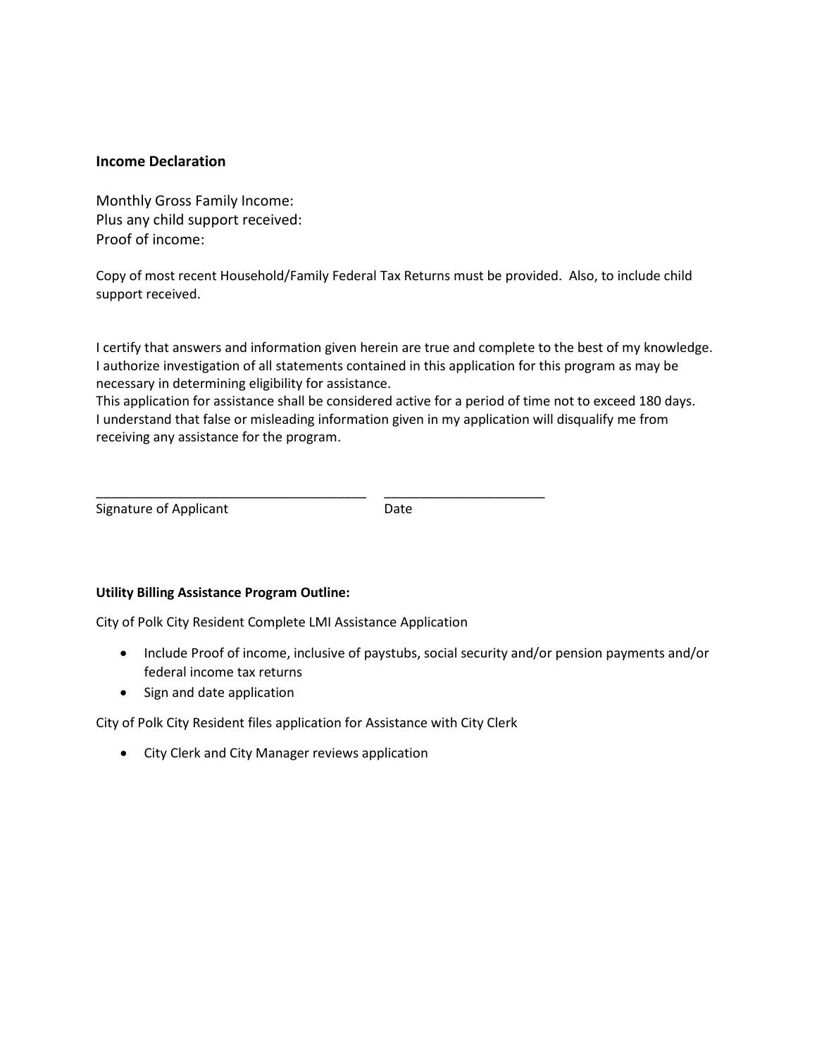**Income Declaration**

Monthly Gross Family Income:
Plus any child support received:
Proof of income:

Copy of most recent Household/Family Federal Tax Returns must be provided. Also, to include child support received.

I certify that answers and information given herein are true and complete to the best of my knowledge. I authorize investigation of all statements contained in this application for this program as may be necessary in determining eligibility for assistance.
This application for assistance shall be considered active for a period of time not to exceed 180 days.
I understand that false or misleading information given in my application will disqualify me from receiving any assistance for the program.

______________________________________ ______________________

Signature of Applicant Date

**Utility Billing Assistance Program Outline:**

City of Polk City Resident Complete LMI Assistance Application

- Include Proof of income, inclusive of paystubs, social security and/or pension payments and/or federal income tax returns
- Sign and date application

City of Polk City Resident files application for Assistance with City Clerk

- City Clerk and City Manager reviews application